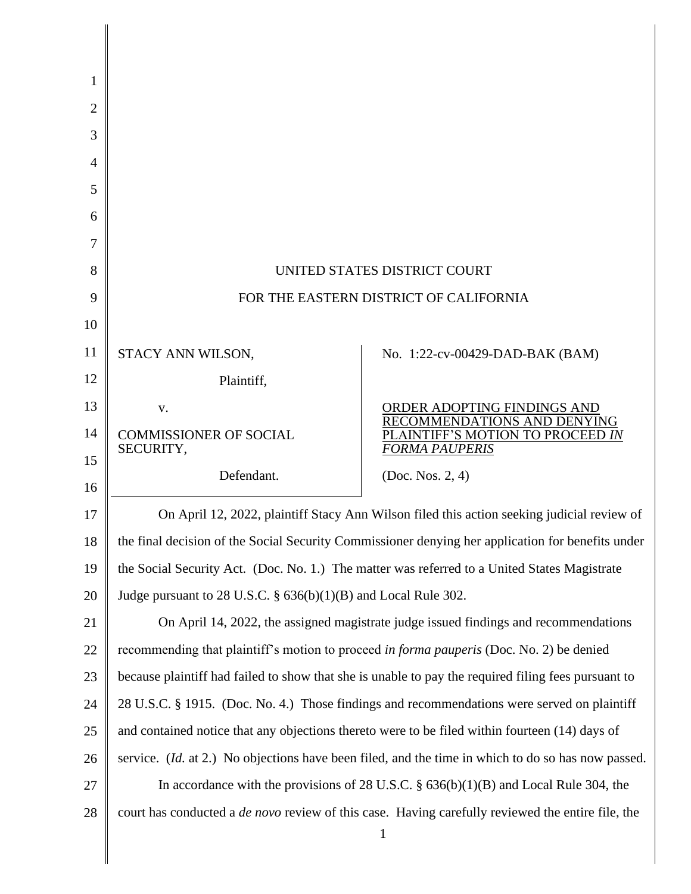UNITED STATES DISTRICT COURT

FOR THE EASTERN DISTRICT OF CALIFORNIA

| | |
|---|---|
| STACY ANN WILSON,<br><br>Plaintiff,<br><br>v.<br><br>COMMISSIONER OF SOCIAL SECURITY,<br><br>Defendant. | No. 1:22-cv-00429-DAD-BAK (BAM)<br><br><u>ORDER ADOPTING FINDINGS AND RECOMMENDATIONS AND DENYING PLAINTIFF'S MOTION TO PROCEED *IN FORMA PAUPERIS*</u><br><br>(Doc. Nos. 2, 4) |

On April 12, 2022, plaintiff Stacy Ann Wilson filed this action seeking judicial review of the final decision of the Social Security Commissioner denying her application for benefits under the Social Security Act. (Doc. No. 1.) The matter was referred to a United States Magistrate Judge pursuant to 28 U.S.C. § 636(b)(1)(B) and Local Rule 302.

On April 14, 2022, the assigned magistrate judge issued findings and recommendations recommending that plaintiff's motion to proceed *in forma pauperis* (Doc. No. 2) be denied because plaintiff had failed to show that she is unable to pay the required filing fees pursuant to 28 U.S.C. § 1915. (Doc. No. 4.) Those findings and recommendations were served on plaintiff and contained notice that any objections thereto were to be filed within fourteen (14) days of service. (*Id.* at 2.) No objections have been filed, and the time in which to do so has now passed.

In accordance with the provisions of 28 U.S.C. § 636(b)(1)(B) and Local Rule 304, the court has conducted a *de novo* review of this case. Having carefully reviewed the entire file, the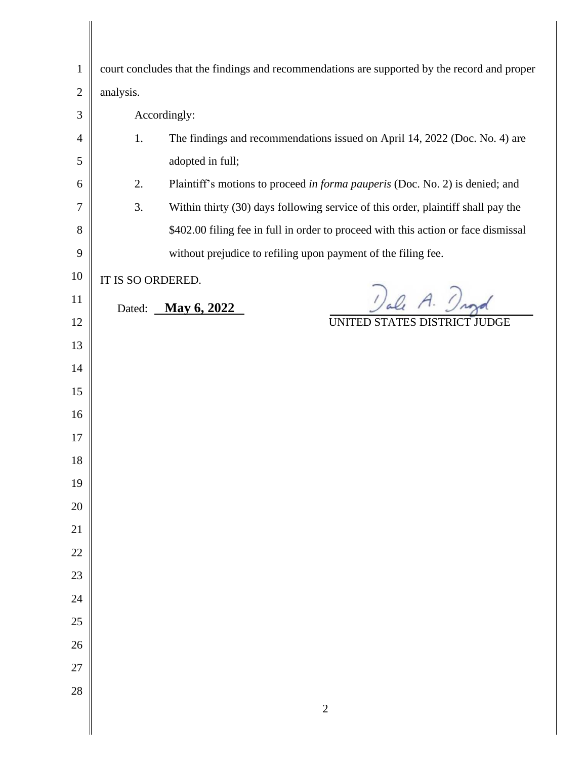court concludes that the findings and recommendations are supported by the record and proper analysis.

Accordingly:

1. The findings and recommendations issued on April 14, 2022 (Doc. No. 4) are adopted in full;
2. Plaintiff's motions to proceed *in forma pauperis* (Doc. No. 2) is denied; and
3. Within thirty (30) days following service of this order, plaintiff shall pay the $402.00 filing fee in full in order to proceed with this action or face dismissal without prejudice to refiling upon payment of the filing fee.

IT IS SO ORDERED.

Dated: **May 6, 2022**

Dale A. Drozd

UNITED STATES DISTRICT JUDGE